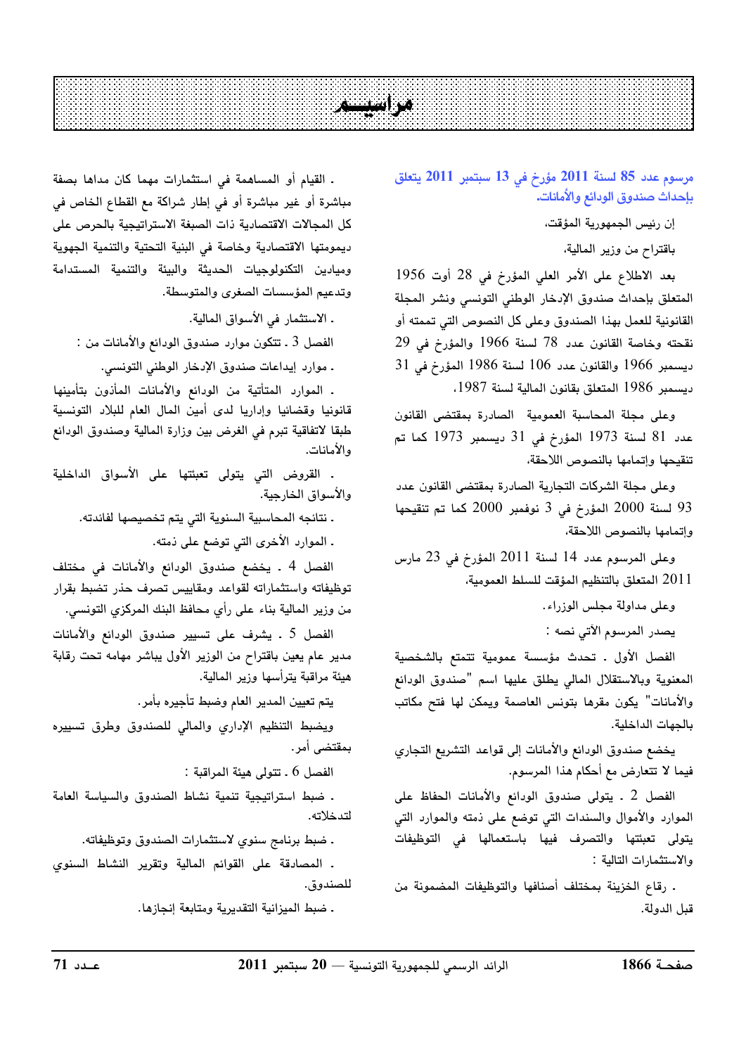# مراسيـــم

## مرسوم عدد 85 لسنة 2011 مؤرخ في 13 سبتمبر 2011 يتعلق بإحداث صندوق الودائع والأمانات.

إن رئيس الجمهورية المؤقت،

باقتراح من وزير المالية،

بعد الاطلاع على الأمر العلي المؤرخ في 28 أوت 1956 المتعلق بإحداث صندوق الإدخار الوطني التونسي ونشر المجلة القانونية للعمل بهذا الصندوق وعلى كل النصوص التي تممته أو نقحته وخاصة القانون عدد 78 لسنة 1966 والمؤرخ في 29 ديسمبر 1966 والقانون عدد 106 لسنة 1986 المؤرخ في 31 ديسمبر 1986 المتعلق بقانون المالية لسنة 1987،

وعلى مجلة المحاسبة العمومية الصادرة بمقتضى القانون عدد 81 لسنة 1973 المؤرخ في 31 ديسمبر 1973 كما تم تنقيحها وإتمامها بالنصوص اللاحقة،

وعلى مجلة الشركات التجارية الصادرة بمقتضى القانون عدد 93 لسنة 2000 المؤرخ في 3 نوفمبر 2000 كما تم تنقيحها وإتمامها بالنصوص اللاحقة،

وعلى المرسوم عدد 14 لسنة 2011 المؤرخ في 23 مارس 2011 المتعلق بالتنظيم المؤقت للسلط العمومية،

وعلى مداولة مجلس الوزراء.

يصدر المرسوم الآتي نصه :

الفصل الأول ـ تحدث مؤسسة عمومية تتمتع بالشخصية المعنوية وبالاستقلال المالي يطلق عليها اسم "صندوق الودائع والأمانات" يكون مقرها بتونس العاصمة ويمكن لها فتح مكاتب بالجهات الداخلية.

يخضع صندوق الودائع والأمانات إلى قواعد التشريع التجاري فيما لا تتعارض مع أحكام هذا المرسوم.

الفصل 2 ـ يتولى صندوق الودائع والأمانات الحفاظ على الموارد والأموال والسندات التي توضع على ذمته والموارد التي يتولى تعبئتها والتصرف فيها باستعمالها في التوظيفات والاستثمارات التالية :

ـ رقاع الخزينة بمختلف أصنافها والتوظيفات المضمونة من قبل الدولة.

ـ القيام أو المساهمة في استثمارات مهما كان مداها بصفة مباشرة أو غير مباشرة أو في إطار شراكة مع القطاع الخاص في كل المجالات الاقتصادية ذات الصبغة الاستراتيجية بالحرص على ديمومتها الاقتصادية وخاصة في البنية التحتية والتنمية الجهوية وميادين التكنولوجيات الحديثة والبيئة والتنمية المستدامة وتدعيم المؤسسات الصغرى والمتوسطة.

ـ الاستثمار في الأسواق المالية.

الفصل 3 ـ تتكون موارد صندوق الودائع والأمانات من :

ـ موارد إيداعات صندوق الإدخار الوطني التونسي.

ـ الموارد المتأتية من الودائع والأمانات المأذون بتأمينها قانونيا وقضائيا وإداريا لدى أمين المال العام للبلاد التونسية طبقا لاتفاقية تبرم في الغرض بين وزارة المالية وصندوق الودائع والأمانات.

ـ القروض التي يتولى تعبئتها على الأسواق الداخلية والأسواق الخارجية.

ـ نتائجه المحاسبية السنوية التي يتم تخصيصها لفائدته.

ـ الموارد الأخرى التي توضع على ذمته.

الفصل 4 ـ يخضع صندوق الودائع والأمانات في مختلف توظيفاته واستثماراته لقواعد ومقاييس تصرف حذر تضبط بقرار من وزير المالية بناء على رأي محافظ البنك المركزي التونسي.

الفصل 5 ـ يشرف على تسيير صندوق الودائع والأمانات مدير عام يعين باقتراح من الوزير الأول يباشر مهامه تحت رقابة هيئة مراقبة يترأسها وزير المالية.

يتم تعيين المدير العام وضبط تأجيره بأمر.

ويضبط التنظيم الإداري والمالي للصندوق وطرق تسييره بمقتضى أمر.

الفصل 6 ـ تتولى هيئة المراقبة :

ـ ضبط استراتيجية تنمية نشاط الصندوق والسياسة العامة لتدخلاته.

ـ ضبط برنامج سنوي لاستثمارات الصندوق وتوظيفاته.

ـ المصادقة على القوائم المالية وتقرير النشاط السنوي للصندوق.

ـ ضبط الميزانية التقديرية ومتابعة إنجازها.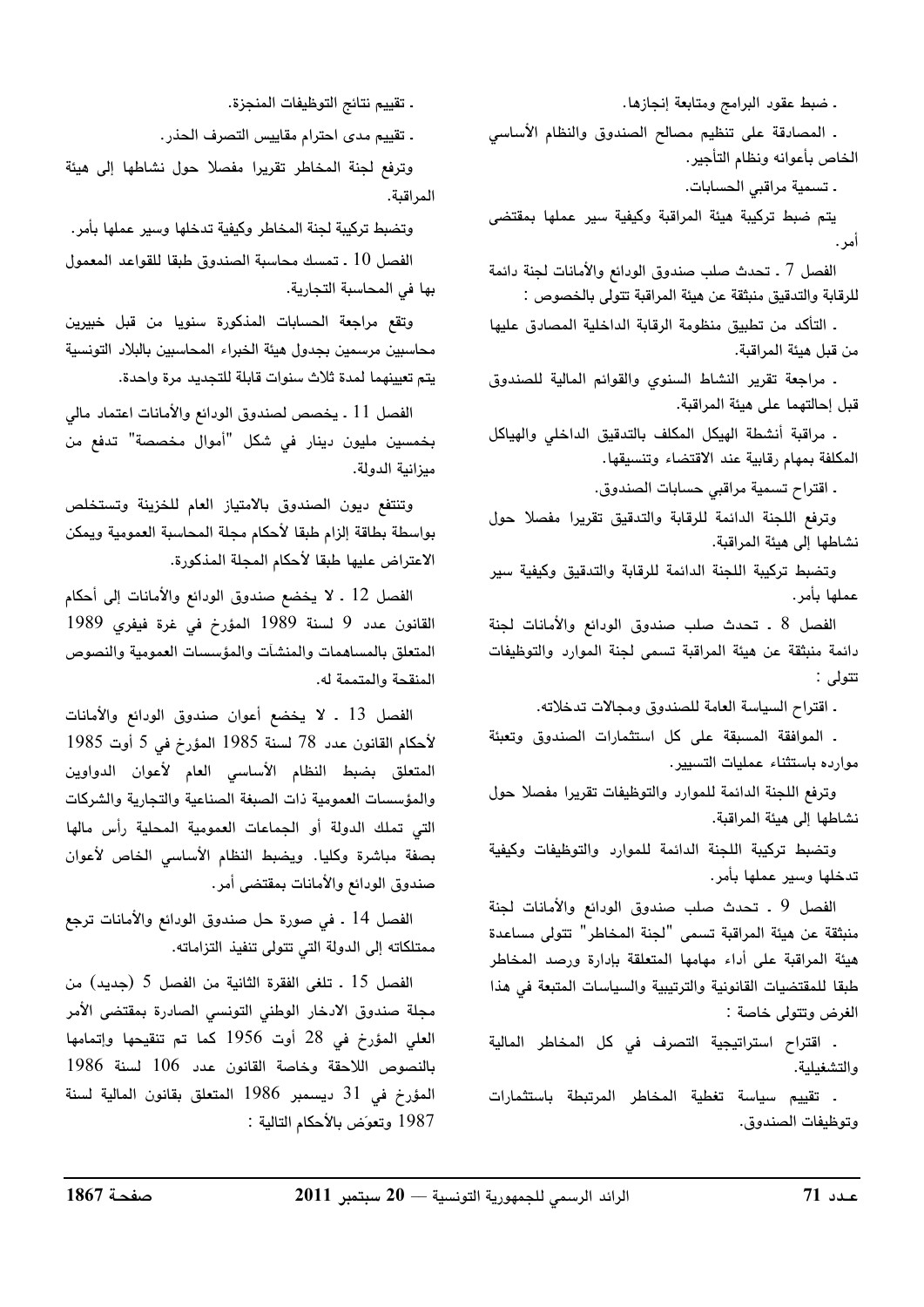ـ ضبط عقود البرامج ومتابعة إنجازها.

ـ المصادقة على تنظيم مصالح الصندوق والنظام الأساسي الخاص بأعوانه ونظام التأجير.

ـ تسمية مراقبي الحسابات.

يتم ضبط تركيبة هيئة المراقبة وكيفية سير عملها بمقتضى أمر.

الفصل 7 ـ تحدث صلب صندوق الودائع والأمانات لجنة دائمة للرقابة والتدقيق منبثقة عن هيئة المراقبة تتولى بالخصوص :

ـ التأكد من تطبيق منظومة الرقابة الداخلية المصادق عليها من قبل هيئة المراقبة.

ـ مراجعة تقرير النشاط السنوي والقوائم المالية للصندوق قبل إحالتهما على هيئة المراقبة.

ـ مراقبة أنشطة الهيكل المكلف بالتدقيق الداخلي والهياكل المكلفة بمهام رقابية عند الاقتضاء وتنسيقها.

ـ اقتراح تسمية مراقبي حسابات الصندوق.

وترفع اللجنة الدائمة للرقابة والتدقيق تقريرا مفصلا حول نشاطها إلى هيئة المراقبة.

وتضبط تركيبة اللجنة الدائمة للرقابة والتدقيق وكيفية سير عملها بأمر.

الفصل 8 ـ تحدث صلب صندوق الودائع والأمانات لجنة دائمة منبثقة عن هيئة المراقبة تسمى لجنة الموارد والتوظيفات تتولى :

ـ اقتراح السياسة العامة للصندوق ومجالات تدخلاته.

ـ الموافقة المسبقة على كل استثمارات الصندوق وتعبئة موارده باستثناء عمليات التسيير.

وترفع اللجنة الدائمة للموارد والتوظيفات تقريرا مفصلا حول نشاطها إلى هيئة المراقبة.

وتضبط تركيبة اللجنة الدائمة للموارد والتوظيفات وكيفية تدخلها وسير عملها بأمر.

الفصل 9 ـ تحدث صلب صندوق الودائع والأمانات لجنة منبثقة عن هيئة المراقبة تسمى "لجنة المخاطر" تتولى مساعدة هيئة المراقبة على أداء مهامها المتعلقة بإدارة ورصد المخاطر طبقا للمقتضيات القانونية والترتيبية والسياسات المتبعة في هذا الغرض وتتولى خاصة :

ـ اقتراح استراتيجية التصرف في كل المخاطر المالية والتشغيلية.

ـ تقييم سياسة تغطية المخاطر المرتبطة باستثمارات وتوظيفات الصندوق.

ـ تقييم نتائج التوظيفات المنجزة.

ـ تقييم مدى احترام مقاييس التصرف الحذر.

وترفع لجنة المخاطر تقريرا مفصلا حول نشاطها إلى هيئة المراقبة.

وتضبط تركيبة لجنة المخاطر وكيفية تدخلها وسير عملها بأمر.

الفصل 10 ـ تمسك محاسبة الصندوق طبقا للقواعد المعمول بها في المحاسبة التجارية.

وتقع مراجعة الحسابات المذكورة سنويا من قبل خبيرين محاسبين مرسمين بجدول هيئة الخبراء المحاسبين بالبلاد التونسية يتم تعيينهما لمدة ثلاث سنوات قابلة للتجديد مرة واحدة.

الفصل 11 ـ يخصص لصندوق الودائع والأمانات اعتماد مالي بخمسين مليون دينار في شكل "أموال مخصصة" تدفع من ميزانية الدولة.

وتنتفع ديون الصندوق بالامتياز العام للخزينة وتستخلص بواسطة بطاقة إلزام طبقا لأحكام مجلة المحاسبة العمومية ويمكن الاعتراض عليها طبقا لأحكام المجلة المذكورة.

الفصل 12 ـ لا يخضع صندوق الودائع والأمانات إلى أحكام القانون عدد 9 لسنة 1989 المؤرخ في غرة فيفري 1989 المتعلق بالمساهمات والمنشآت والمؤسسات العمومية والنصوص المنقحة والمتممة له.

الفصل 13 ـ لا يخضع أعوان صندوق الودائع والأمانات لأحكام القانون عدد 78 لسنة 1985 المؤرخ في 5 أوت 1985 المتعلق بضبط النظام الأساسي العام لأعوان الدواوين والمؤسسات العمومية ذات الصبغة الصناعية والتجارية والشركات التي تملك الدولة أو الجماعات العمومية المحلية رأس مالها بصفة مباشرة وكليا. ويضبط النظام الأساسي الخاص لأعوان صندوق الودائع والأمانات بمقتضى أمر.

الفصل 14 ـ في صورة حل صندوق الودائع والأمانات ترجع ممتلكاته إلى الدولة التي تتولى تنفيذ التزاماته.

الفصل 15 ـ تلغى الفقرة الثانية من الفصل 5 (جديد) من مجلة صندوق الادخار الوطني التونسي الصادرة بمقتضى الأمر العلي المؤرخ في 28 أوت 1956 كما تم تنقيحها وإتمامها بالنصوص اللاحقة وخاصة القانون عدد 106 لسنة 1986 المؤرخ في 31 ديسمبر 1986 المتعلق بقانون المالية لسنة 1987 وتعوّض بالأحكام التالية :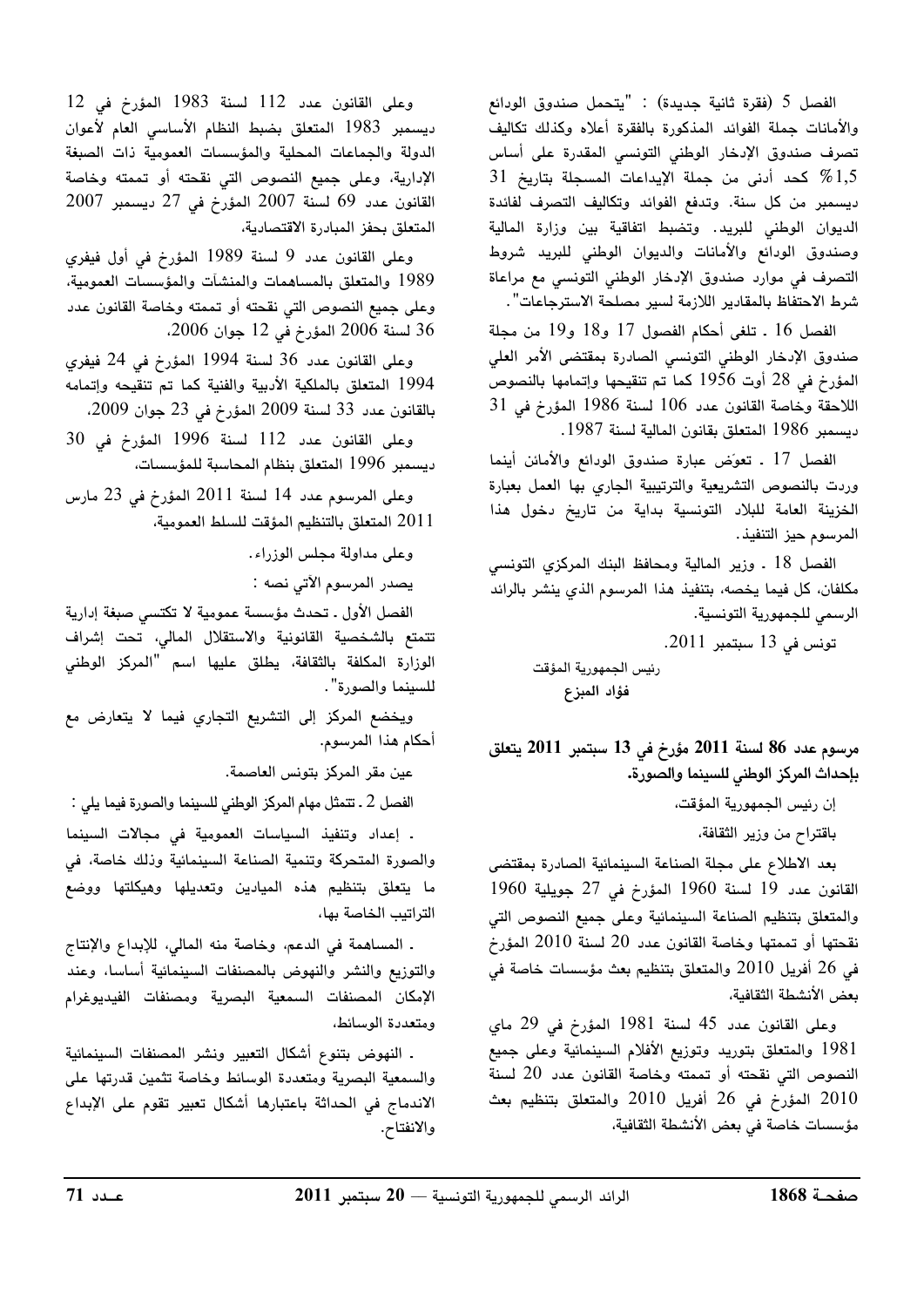الفصل 5 (فقرة ثانية جديدة) : "يتحمل صندوق الودائع والأمانات جملة الفوائد المذكورة بالفقرة أعلاه وكذلك تكاليف تصرف صندوق الإدخار الوطني التونسي المقدرة على أساس 1,5% كحد أدنى من جملة الإيداعات المسجلة بتاريخ 31 ديسمبر من كل سنة. وتدفع الفوائد وتكاليف التصرف لفائدة الديوان الوطني للبريد. وتضبط اتفاقية بين وزارة المالية وصندوق الودائع والأمانات والديوان الوطني للبريد شروط التصرف في موارد صندوق الإدخار الوطني التونسي مع مراعاة شرط الاحتفاظ بالمقادير اللازمة لسير مصلحة الاسترجاعات".

الفصل 16 ـ تلغى أحكام الفصول 17 و18 و19 من مجلة صندوق الإدخار الوطني التونسي الصادرة بمقتضى الأمر العلي المؤرخ في 28 أوت 1956 كما تم تنقيحها وإتمامها بالنصوص اللاحقة وخاصة القانون عدد 106 لسنة 1986 المؤرخ في 31 ديسمبر 1986 المتعلق بقانون المالية لسنة 1987.

الفصل 17 ـ تعوّض عبارة صندوق الودائع والأمانات أينما وردت بالنصوص التشريعية والترتيبية الجاري بها العمل بعبارة الخزينة العامة للبلاد التونسية بداية من تاريخ دخول هذا المرسوم حيز التنفيذ.

الفصل 18 ـ وزير المالية ومحافظ البنك المركزي التونسي مكلفان، كل فيما يخصه، بتنفيذ هذا المرسوم الذي ينشر بالرائد الرسمي للجمهورية التونسية.

تونس في 13 سبتمبر 2011.

رئيس الجمهورية المؤقت

**فؤاد المبزع**

## مرسوم عدد 86 لسنة 2011 مؤرخ في 13 سبتمبر 2011 يتعلق بإحداث المركز الوطني للسينما والصورة.

إن رئيس الجمهورية المؤقت،

باقتراح من وزير الثقافة،

بعد الاطلاع على مجلة الصناعة السينمائية الصادرة بمقتضى القانون عدد 19 لسنة 1960 المؤرخ في 27 جويلية 1960 والمتعلق بتنظيم الصناعة السينمائية وعلى جميع النصوص التي نقحتها أو تممتها وخاصة القانون عدد 20 لسنة 2010 المؤرخ في 26 أفريل 2010 والمتعلق بتنظيم بعث مؤسسات خاصة في بعض الأنشطة الثقافية،

وعلى القانون عدد 45 لسنة 1981 المؤرخ في 29 ماي 1981 والمتعلق بتوريد وتوزيع الأفلام السينمائية وعلى جميع النصوص التي نقحته أو تممته وخاصة القانون عدد 20 لسنة 2010 المؤرخ في 26 أفريل 2010 والمتعلق بتنظيم بعث مؤسسات خاصة في بعض الأنشطة الثقافية،

وعلى القانون عدد 112 لسنة 1983 المؤرخ في 12 ديسمبر 1983 المتعلق بضبط النظام الأساسي العام لأعوان الدولة والجماعات المحلية والمؤسسات العمومية ذات الصبغة الإدارية، وعلى جميع النصوص التي نقحته أو تممته وخاصة القانون عدد 69 لسنة 2007 المؤرخ في 27 ديسمبر 2007 المتعلق بحفز المبادرة الاقتصادية،

وعلى القانون عدد 9 لسنة 1989 المؤرخ في أول فيفري 1989 والمتعلق بالمساهمات والمنشآت والمؤسسات العمومية، وعلى جميع النصوص التي نقحته أو تممته وخاصة القانون عدد 36 لسنة 2006 المؤرخ في 12 جوان 2006،

وعلى القانون عدد 36 لسنة 1994 المؤرخ في 24 فيفري 1994 المتعلق بالملكية الأدبية والفنية كما تم تنقيحه وإتمامه بالقانون عدد 33 لسنة 2009 المؤرخ في 23 جوان 2009،

وعلى القانون عدد 112 لسنة 1996 المؤرخ في 30 ديسمبر 1996 المتعلق بنظام المحاسبة للمؤسسات،

وعلى المرسوم عدد 14 لسنة 2011 المؤرخ في 23 مارس 2011 المتعلق بالتنظيم المؤقت للسلط العمومية،

وعلى مداولة مجلس الوزراء.

يصدر المرسوم الآتي نصه :

الفصل الأول ـ تحدث مؤسسة عمومية لا تكتسي صبغة إدارية تتمتع بالشخصية القانونية والاستقلال المالي، تحت إشراف الوزارة المكلفة بالثقافة، يطلق عليها اسم "المركز الوطني للسينما والصورة".

ويخضع المركز إلى التشريع التجاري فيما لا يتعارض مع أحكام هذا المرسوم.

عين مقر المركز بتونس العاصمة.

الفصل 2 ـ تتمثل مهام المركز الوطني للسينما والصورة فيما يلي :

ـ إعداد وتنفيذ السياسات العمومية في مجالات السينما والصورة المتحركة وتنمية الصناعة السينمائية وذلك خاصة، في ما يتعلق بتنظيم هذه الميادين وتعديلها وهيكلتها ووضع التراتيب الخاصة بها،

ـ المساهمة في الدعم، وخاصة منه المالي، للإبداع والإنتاج والتوزيع والنشر والنهوض بالمصنفات السينمائية أساسا، وعند الإمكان المصنفات السمعية البصرية ومصنفات الفيديوغرام ومتعددة الوسائط،

ـ النهوض بتنوع أشكال التعبير ونشر المصنفات السينمائية والسمعية البصرية ومتعددة الوسائط وخاصة تثمين قدرتها على الاندماج في الحداثة باعتبارها أشكال تعبير تقوم على الإبداع والانفتاح.